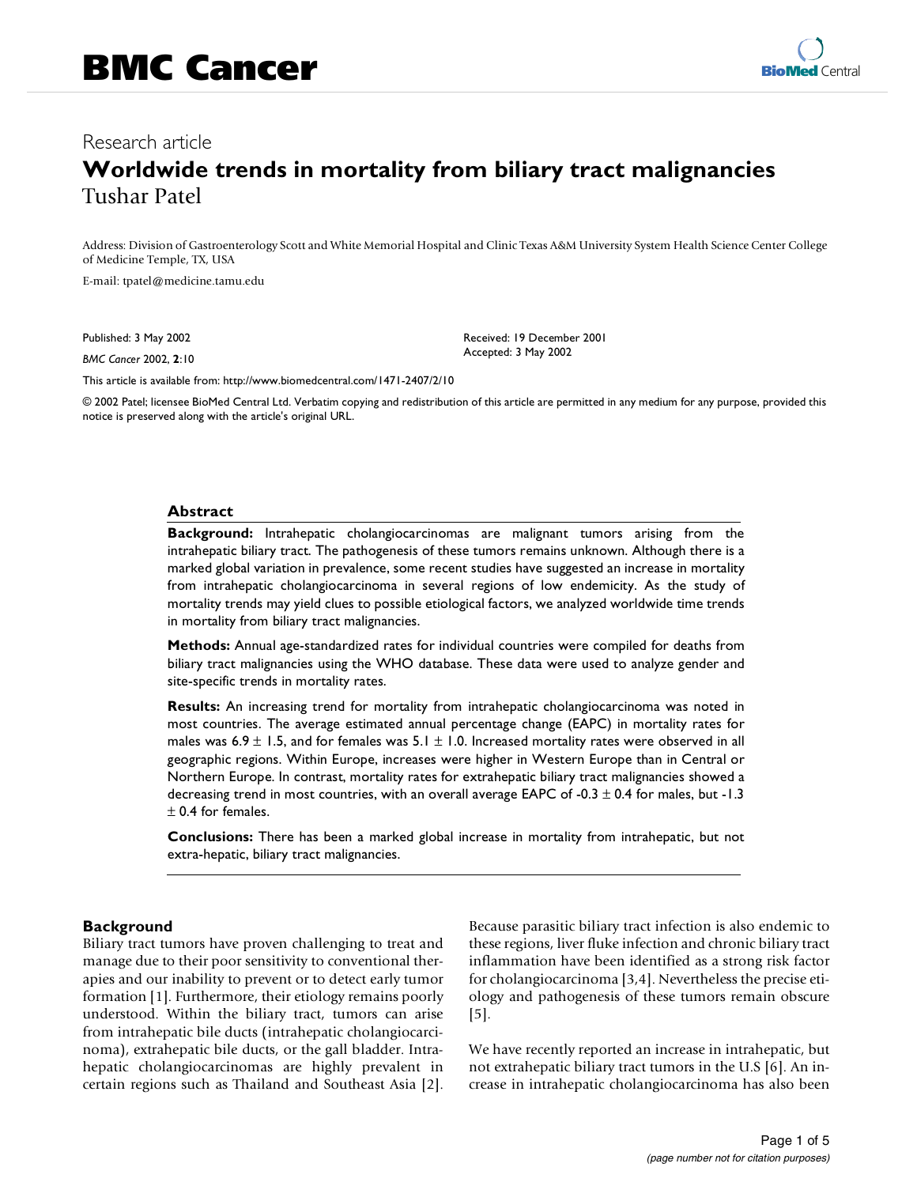# BMC Cancer

Research article

# Worldwide trends in mortality from biliary tract malignancies

Tushar Patel

Address: Division of Gastroenterology Scott and White Memorial Hospital and Clinic Texas A&M University System Health Science Center College of Medicine Temple, TX, USA

E-mail: tpatel@medicine.tamu.edu

Published: 3 May 2002

*BMC Cancer* 2002, **2**:10

Received: 19 December 2001
Accepted: 3 May 2002

This article is available from: http://www.biomedcentral.com/1471-2407/2/10

© 2002 Patel; licensee BioMed Central Ltd. Verbatim copying and redistribution of this article are permitted in any medium for any purpose, provided this notice is preserved along with the article's original URL.

## Abstract

**Background:** Intrahepatic cholangiocarcinomas are malignant tumors arising from the intrahepatic biliary tract. The pathogenesis of these tumors remains unknown. Although there is a marked global variation in prevalence, some recent studies have suggested an increase in mortality from intrahepatic cholangiocarcinoma in several regions of low endemicity. As the study of mortality trends may yield clues to possible etiological factors, we analyzed worldwide time trends in mortality from biliary tract malignancies.

**Methods:** Annual age-standardized rates for individual countries were compiled for deaths from biliary tract malignancies using the WHO database. These data were used to analyze gender and site-specific trends in mortality rates.

**Results:** An increasing trend for mortality from intrahepatic cholangiocarcinoma was noted in most countries. The average estimated annual percentage change (EAPC) in mortality rates for males was $6.9 \pm 1.5$, and for females was $5.1 \pm 1.0$. Increased mortality rates were observed in all geographic regions. Within Europe, increases were higher in Western Europe than in Central or Northern Europe. In contrast, mortality rates for extrahepatic biliary tract malignancies showed a decreasing trend in most countries, with an overall average EAPC of $-0.3 \pm 0.4$ for males, but $-1.3 \pm 0.4$ for females.

**Conclusions:** There has been a marked global increase in mortality from intrahepatic, but not extra-hepatic, biliary tract malignancies.

## Background

Biliary tract tumors have proven challenging to treat and manage due to their poor sensitivity to conventional therapies and our inability to prevent or to detect early tumor formation [1]. Furthermore, their etiology remains poorly understood. Within the biliary tract, tumors can arise from intrahepatic bile ducts (intrahepatic cholangiocarcinoma), extrahepatic bile ducts, or the gall bladder. Intrahepatic cholangiocarcinomas are highly prevalent in certain regions such as Thailand and Southeast Asia [2]. Because parasitic biliary tract infection is also endemic to these regions, liver fluke infection and chronic biliary tract inflammation have been identified as a strong risk factor for cholangiocarcinoma [3,4]. Nevertheless the precise etiology and pathogenesis of these tumors remain obscure [5].

We have recently reported an increase in intrahepatic, but not extrahepatic biliary tract tumors in the U.S [6]. An increase in intrahepatic cholangiocarcinoma has also been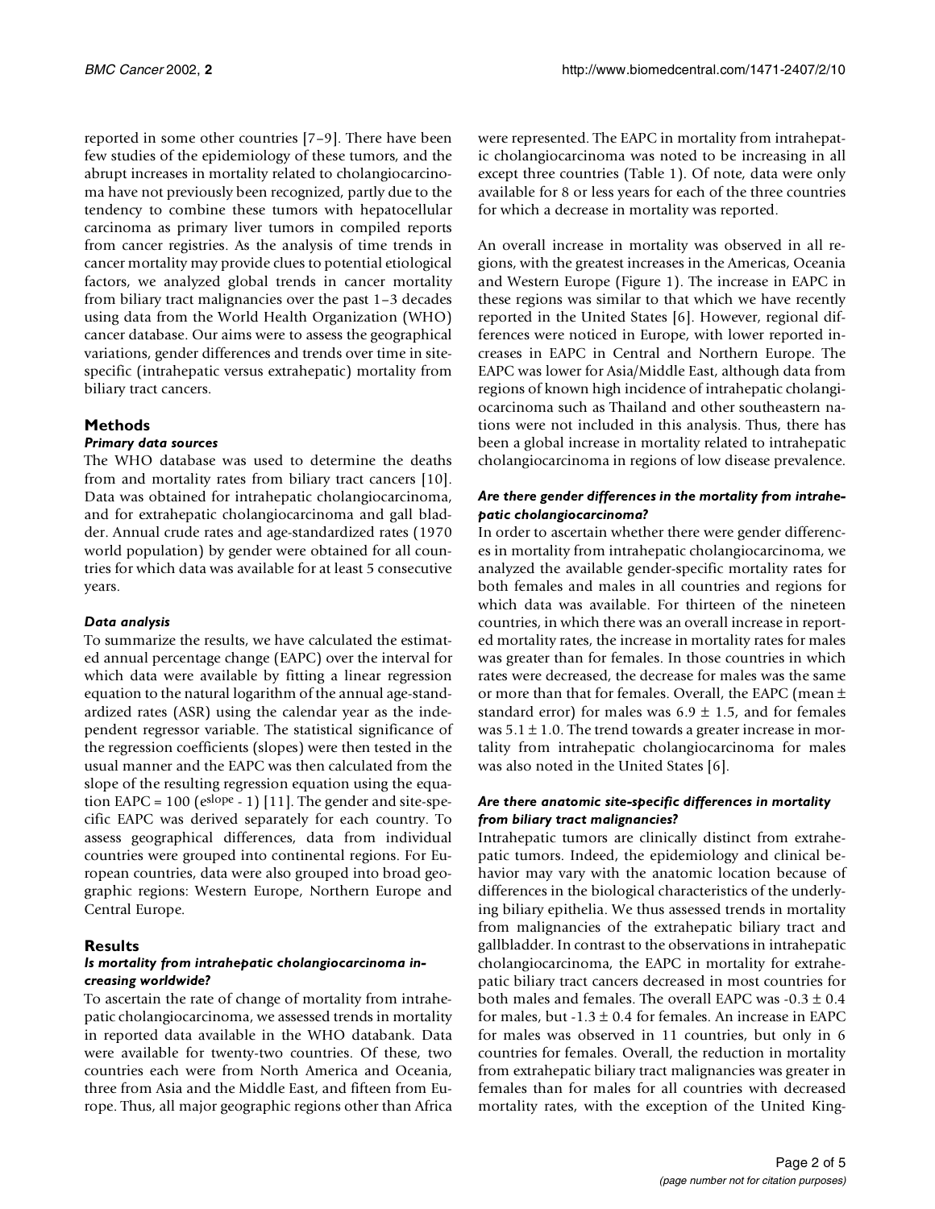reported in some other countries [7–9]. There have been few studies of the epidemiology of these tumors, and the abrupt increases in mortality related to cholangiocarcinoma have not previously been recognized, partly due to the tendency to combine these tumors with hepatocellular carcinoma as primary liver tumors in compiled reports from cancer registries. As the analysis of time trends in cancer mortality may provide clues to potential etiological factors, we analyzed global trends in cancer mortality from biliary tract malignancies over the past 1–3 decades using data from the World Health Organization (WHO) cancer database. Our aims were to assess the geographical variations, gender differences and trends over time in site-specific (intrahepatic versus extrahepatic) mortality from biliary tract cancers.

## Methods

### *Primary data sources*

The WHO database was used to determine the deaths from and mortality rates from biliary tract cancers [10]. Data was obtained for intrahepatic cholangiocarcinoma, and for extrahepatic cholangiocarcinoma and gall bladder. Annual crude rates and age-standardized rates (1970 world population) by gender were obtained for all countries for which data was available for at least 5 consecutive years.

### *Data analysis*

To summarize the results, we have calculated the estimated annual percentage change (EAPC) over the interval for which data were available by fitting a linear regression equation to the natural logarithm of the annual age-standardized rates (ASR) using the calendar year as the independent regressor variable. The statistical significance of the regression coefficients (slopes) were then tested in the usual manner and the EAPC was then calculated from the slope of the resulting regression equation using the equation EAPC = 100 ($e^{slope}$ - 1) [11]. The gender and site-specific EAPC was derived separately for each country. To assess geographical differences, data from individual countries were grouped into continental regions. For European countries, data were also grouped into broad geographic regions: Western Europe, Northern Europe and Central Europe.

## Results

### *Is mortality from intrahepatic cholangiocarcinoma increasing worldwide?*

To ascertain the rate of change of mortality from intrahepatic cholangiocarcinoma, we assessed trends in mortality in reported data available in the WHO databank. Data were available for twenty-two countries. Of these, two countries each were from North America and Oceania, three from Asia and the Middle East, and fifteen from Europe. Thus, all major geographic regions other than Africa were represented. The EAPC in mortality from intrahepatic cholangiocarcinoma was noted to be increasing in all except three countries (Table 1). Of note, data were only available for 8 or less years for each of the three countries for which a decrease in mortality was reported.

An overall increase in mortality was observed in all regions, with the greatest increases in the Americas, Oceania and Western Europe (Figure 1). The increase in EAPC in these regions was similar to that which we have recently reported in the United States [6]. However, regional differences were noticed in Europe, with lower reported increases in EAPC in Central and Northern Europe. The EAPC was lower for Asia/Middle East, although data from regions of known high incidence of intrahepatic cholangiocarcinoma such as Thailand and other southeastern nations were not included in this analysis. Thus, there has been a global increase in mortality related to intrahepatic cholangiocarcinoma in regions of low disease prevalence.

### *Are there gender differences in the mortality from intrahepatic cholangiocarcinoma?*

In order to ascertain whether there were gender differences in mortality from intrahepatic cholangiocarcinoma, we analyzed the available gender-specific mortality rates for both females and males in all countries and regions for which data was available. For thirteen of the nineteen countries, in which there was an overall increase in reported mortality rates, the increase in mortality rates for males was greater than for females. In those countries in which rates were decreased, the decrease for males was the same or more than that for females. Overall, the EAPC (mean ± standard error) for males was 6.9 ± 1.5, and for females was 5.1 ± 1.0. The trend towards a greater increase in mortality from intrahepatic cholangiocarcinoma for males was also noted in the United States [6].

### *Are there anatomic site-specific differences in mortality from biliary tract malignancies?*

Intrahepatic tumors are clinically distinct from extrahepatic tumors. Indeed, the epidemiology and clinical behavior may vary with the anatomic location because of differences in the biological characteristics of the underlying biliary epithelia. We thus assessed trends in mortality from malignancies of the extrahepatic biliary tract and gallbladder. In contrast to the observations in intrahepatic cholangiocarcinoma, the EAPC in mortality for extrahepatic biliary tract cancers decreased in most countries for both males and females. The overall EAPC was -0.3 ± 0.4 for males, but -1.3 ± 0.4 for females. An increase in EAPC for males was observed in 11 countries, but only in 6 countries for females. Overall, the reduction in mortality from extrahepatic biliary tract malignancies was greater in females than for males for all countries with decreased mortality rates, with the exception of the United King-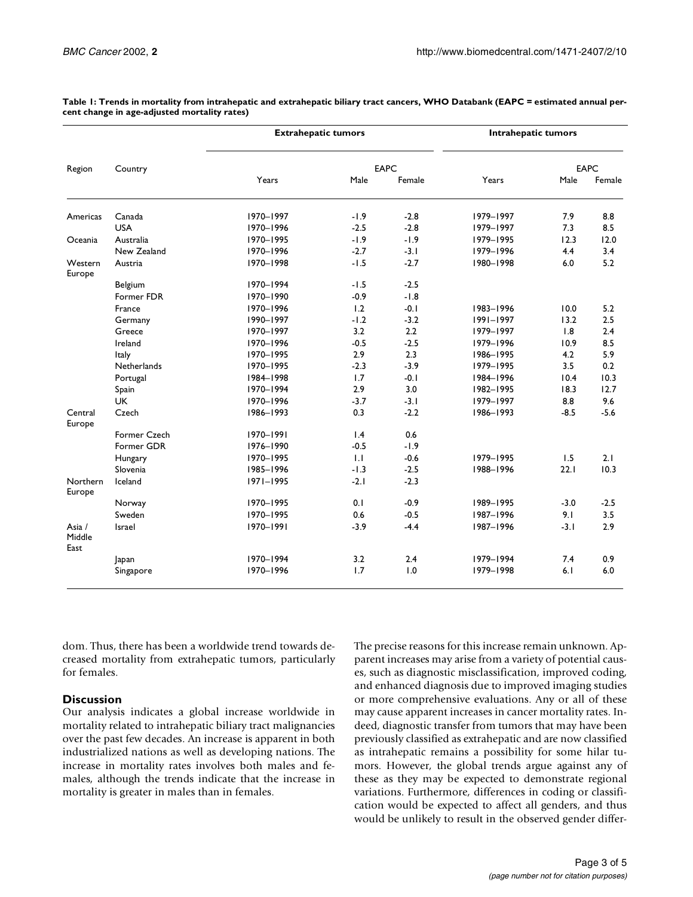**Table 1: Trends in mortality from intrahepatic and extrahepatic biliary tract cancers, WHO Databank (EAPC = estimated annual percent change in age-adjusted mortality rates)**

| Region | Country | Extrahepatic tumors | | | Intrahepatic tumors | | |
|---|---|---|---|---|---|---|---|
| | | Years | EAPC Male | EAPC Female | Years | EAPC Male | EAPC Female |
| Americas | Canada | 1970–1997 | -1.9 | -2.8 | 1979–1997 | 7.9 | 8.8 |
| | USA | 1970–1996 | -2.5 | -2.8 | 1979–1997 | 7.3 | 8.5 |
| Oceania | Australia | 1970–1995 | -1.9 | -1.9 | 1979–1995 | 12.3 | 12.0 |
| | New Zealand | 1970–1996 | -2.7 | -3.1 | 1979–1996 | 4.4 | 3.4 |
| Western Europe | Austria | 1970–1998 | -1.5 | -2.7 | 1980–1998 | 6.0 | 5.2 |
| | Belgium | 1970–1994 | -1.5 | -2.5 | | | |
| | Former FDR | 1970–1990 | -0.9 | -1.8 | | | |
| | France | 1970–1996 | 1.2 | -0.1 | 1983–1996 | 10.0 | 5.2 |
| | Germany | 1990–1997 | -1.2 | -3.2 | 1991–1997 | 13.2 | 2.5 |
| | Greece | 1970–1997 | 3.2 | 2.2 | 1979–1997 | 1.8 | 2.4 |
| | Ireland | 1970–1996 | -0.5 | -2.5 | 1979–1996 | 10.9 | 8.5 |
| | Italy | 1970–1995 | 2.9 | 2.3 | 1986–1995 | 4.2 | 5.9 |
| | Netherlands | 1970–1995 | -2.3 | -3.9 | 1979–1995 | 3.5 | 0.2 |
| | Portugal | 1984–1998 | 1.7 | -0.1 | 1984–1996 | 10.4 | 10.3 |
| | Spain | 1970–1994 | 2.9 | 3.0 | 1982–1995 | 18.3 | 12.7 |
| | UK | 1970–1996 | -3.7 | -3.1 | 1979–1997 | 8.8 | 9.6 |
| Central Europe | Czech | 1986–1993 | 0.3 | -2.2 | 1986–1993 | -8.5 | -5.6 |
| | Former Czech | 1970–1991 | 1.4 | 0.6 | | | |
| | Former GDR | 1976–1990 | -0.5 | -1.9 | | | |
| | Hungary | 1970–1995 | 1.1 | -0.6 | 1979–1995 | 1.5 | 2.1 |
| | Slovenia | 1985–1996 | -1.3 | -2.5 | 1988–1996 | 22.1 | 10.3 |
| Northern Europe | Iceland | 1971–1995 | -2.1 | -2.3 | | | |
| | Norway | 1970–1995 | 0.1 | -0.9 | 1989–1995 | -3.0 | -2.5 |
| | Sweden | 1970–1995 | 0.6 | -0.5 | 1987–1996 | 9.1 | 3.5 |
| Asia / Middle East | Israel | 1970–1991 | -3.9 | -4.4 | 1987–1996 | -3.1 | 2.9 |
| | Japan | 1970–1994 | 3.2 | 2.4 | 1979–1994 | 7.4 | 0.9 |
| | Singapore | 1970–1996 | 1.7 | 1.0 | 1979–1998 | 6.1 | 6.0 |

dom. Thus, there has been a worldwide trend towards decreased mortality from extrahepatic tumors, particularly for females.

## Discussion

Our analysis indicates a global increase worldwide in mortality related to intrahepatic biliary tract malignancies over the past few decades. An increase is apparent in both industrialized nations as well as developing nations. The increase in mortality rates involves both males and females, although the trends indicate that the increase in mortality is greater in males than in females.

The precise reasons for this increase remain unknown. Apparent increases may arise from a variety of potential causes, such as diagnostic misclassification, improved coding, and enhanced diagnosis due to improved imaging studies or more comprehensive evaluations. Any or all of these may cause apparent increases in cancer mortality rates. Indeed, diagnostic transfer from tumors that may have been previously classified as extrahepatic and are now classified as intrahepatic remains a possibility for some hilar tumors. However, the global trends argue against any of these as they may be expected to demonstrate regional variations. Furthermore, differences in coding or classification would be expected to affect all genders, and thus would be unlikely to result in the observed gender differ-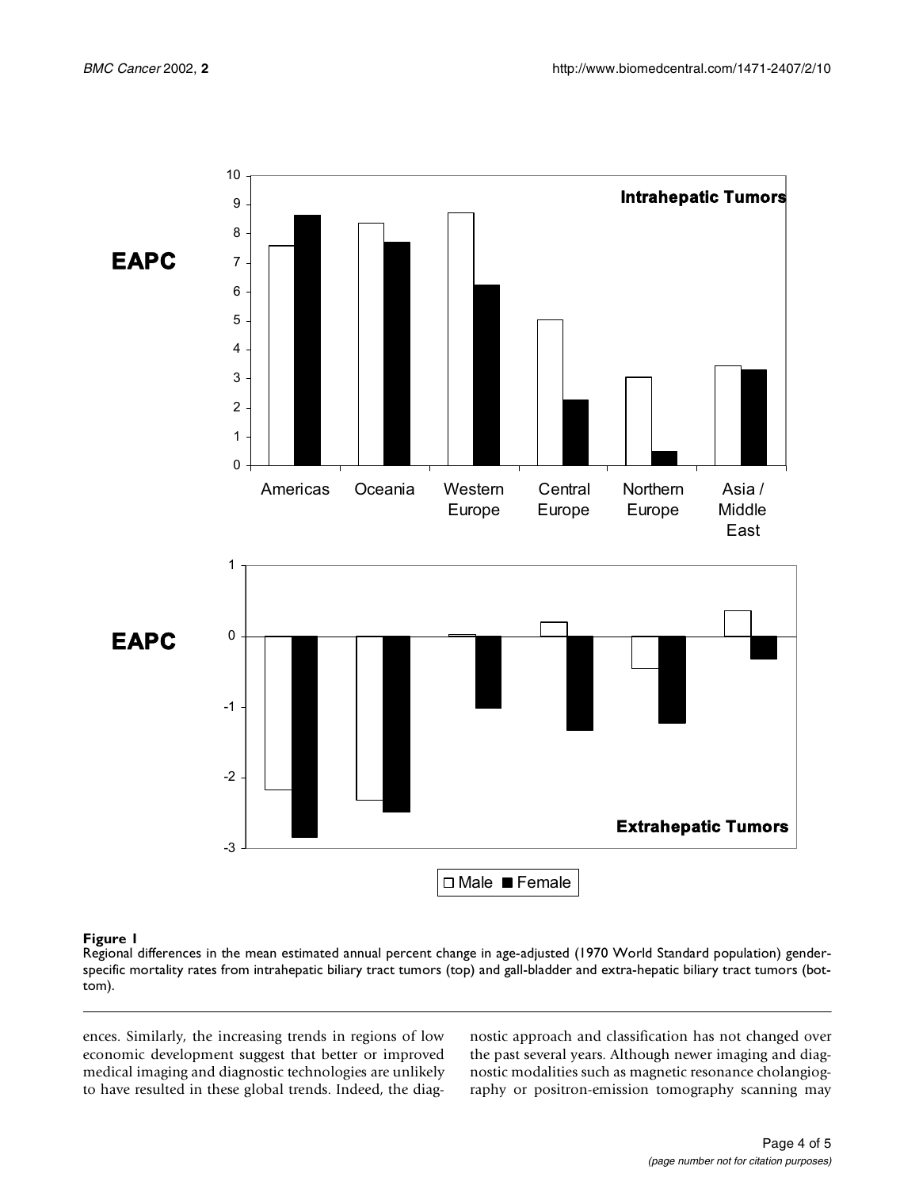**Figure 1**
Regional differences in the mean estimated annual percent change in age-adjusted (1970 World Standard population) gender-specific mortality rates from intrahepatic biliary tract tumors (top) and gall-bladder and extra-hepatic biliary tract tumors (bottom).

ences. Similarly, the increasing trends in regions of low economic development suggest that better or improved medical imaging and diagnostic technologies are unlikely to have resulted in these global trends. Indeed, the diagnostic approach and classification has not changed over the past several years. Although newer imaging and diagnostic modalities such as magnetic resonance cholangiography or positron-emission tomography scanning may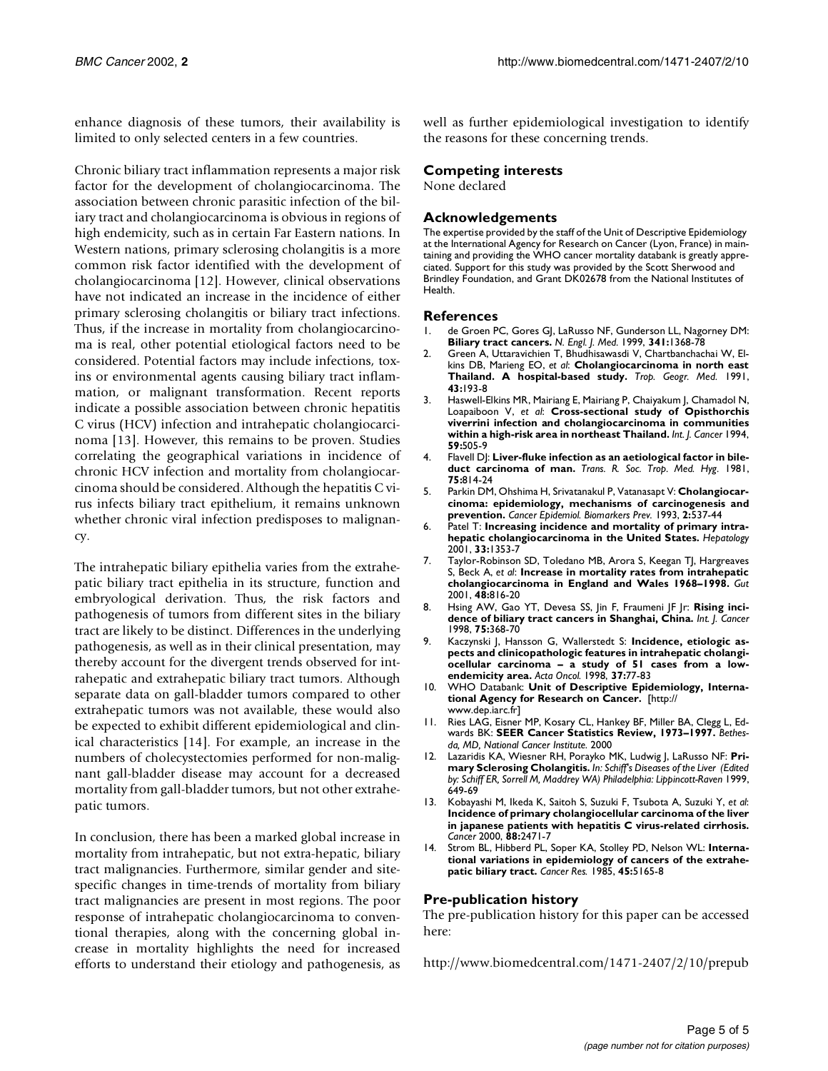enhance diagnosis of these tumors, their availability is limited to only selected centers in a few countries.

Chronic biliary tract inflammation represents a major risk factor for the development of cholangiocarcinoma. The association between chronic parasitic infection of the biliary tract and cholangiocarcinoma is obvious in regions of high endemicity, such as in certain Far Eastern nations. In Western nations, primary sclerosing cholangitis is a more common risk factor identified with the development of cholangiocarcinoma [12]. However, clinical observations have not indicated an increase in the incidence of either primary sclerosing cholangitis or biliary tract infections. Thus, if the increase in mortality from cholangiocarcinoma is real, other potential etiological factors need to be considered. Potential factors may include infections, toxins or environmental agents causing biliary tract inflammation, or malignant transformation. Recent reports indicate a possible association between chronic hepatitis C virus (HCV) infection and intrahepatic cholangiocarcinoma [13]. However, this remains to be proven. Studies correlating the geographical variations in incidence of chronic HCV infection and mortality from cholangiocarcinoma should be considered. Although the hepatitis C virus infects biliary tract epithelium, it remains unknown whether chronic viral infection predisposes to malignancy.

The intrahepatic biliary epithelia varies from the extrahepatic biliary tract epithelia in its structure, function and embryological derivation. Thus, the risk factors and pathogenesis of tumors from different sites in the biliary tract are likely to be distinct. Differences in the underlying pathogenesis, as well as in their clinical presentation, may thereby account for the divergent trends observed for intrahepatic and extrahepatic biliary tract tumors. Although separate data on gall-bladder tumors compared to other extrahepatic tumors was not available, these would also be expected to exhibit different epidemiological and clinical characteristics [14]. For example, an increase in the numbers of cholecystectomies performed for non-malignant gall-bladder disease may account for a decreased mortality from gall-bladder tumors, but not other extrahepatic tumors.

In conclusion, there has been a marked global increase in mortality from intrahepatic, but not extra-hepatic, biliary tract malignancies. Furthermore, similar gender and site-specific changes in time-trends of mortality from biliary tract malignancies are present in most regions. The poor response of intrahepatic cholangiocarcinoma to conventional therapies, along with the concerning global increase in mortality highlights the need for increased efforts to understand their etiology and pathogenesis, as well as further epidemiological investigation to identify the reasons for these concerning trends.

## Competing interests

None declared

## Acknowledgements

The expertise provided by the staff of the Unit of Descriptive Epidemiology at the International Agency for Research on Cancer (Lyon, France) in maintaining and providing the WHO cancer mortality databank is greatly appreciated. Support for this study was provided by the Scott Sherwood and Brindley Foundation, and Grant DK02678 from the National Institutes of Health.

## References

1. de Groen PC, Gores GJ, LaRusso NF, Gunderson LL, Nagorney DM: **Biliary tract cancers.** *N. Engl. J. Med.* 1999, **341:**1368-78
2. Green A, Uttaravichien T, Bhudhisawasdi V, Chartbanchachai W, Elkins DB, Marieng EO, *et al*: **Cholangiocarcinoma in north east Thailand. A hospital-based study.** *Trop. Geogr. Med.* 1991, **43:**193-8
3. Haswell-Elkins MR, Mairiang E, Mairiang P, Chaiyakum J, Chamadol N, Loapaiboon V, *et al*: **Cross-sectional study of Opisthorchis viverrini infection and cholangiocarcinoma in communities within a high-risk area in northeast Thailand.** *Int. J. Cancer* 1994, **59:**505-9
4. Flavell DJ: **Liver-fluke infection as an aetiological factor in bile-duct carcinoma of man.** *Trans. R. Soc. Trop. Med. Hyg.* 1981, **75:**814-24
5. Parkin DM, Ohshima H, Srivatanakul P, Vatanasapt V: **Cholangiocarcinoma: epidemiology, mechanisms of carcinogenesis and prevention.** *Cancer Epidemiol. Biomarkers Prev.* 1993, **2:**537-44
6. Patel T: **Increasing incidence and mortality of primary intrahepatic cholangiocarcinoma in the United States.** *Hepatology* 2001, **33:**1353-7
7. Taylor-Robinson SD, Toledano MB, Arora S, Keegan TJ, Hargreaves S, Beck A, *et al*: **Increase in mortality rates from intrahepatic cholangiocarcinoma in England and Wales 1968–1998.** *Gut* 2001, **48:**816-20
8. Hsing AW, Gao YT, Devesa SS, Jin F, Fraumeni JF Jr: **Rising incidence of biliary tract cancers in Shanghai, China.** *Int. J. Cancer* 1998, **75:**368-70
9. Kaczynski J, Hansson G, Wallerstedt S: **Incidence, etiologic aspects and clinicopathologic features in intrahepatic cholangiocellular carcinoma – a study of 51 cases from a low-endemicity area.** *Acta Oncol.* 1998, **37:**77-83
10. WHO Databank: **Unit of Descriptive Epidemiology, International Agency for Research on Cancer.** [http://www.dep.iarc.fr]
11. Ries LAG, Eisner MP, Kosary CL, Hankey BF, Miller BA, Clegg L, Edwards BK: **SEER Cancer Statistics Review, 1973–1997.** *Bethesda, MD, National Cancer Institute.* 2000
12. Lazaridis KA, Wiesner RH, Porayko MK, Ludwig J, LaRusso NF: **Primary Sclerosing Cholangitis.** *In: Schiff's Diseases of the Liver (Edited by: Schiff ER, Sorrell M, Maddrey WA) Philadelphia: Lippincott-Raven* 1999, 649-69
13. Kobayashi M, Ikeda K, Saitoh S, Suzuki F, Tsubota A, Suzuki Y, *et al*: **Incidence of primary cholangiocellular carcinoma of the liver in japanese patients with hepatitis C virus-related cirrhosis.** *Cancer* 2000, **88:**2471-7
14. Strom BL, Hibberd PL, Soper KA, Stolley PD, Nelson WL: **International variations in epidemiology of cancers of the extrahepatic biliary tract.** *Cancer Res.* 1985, **45:**5165-8

## Pre-publication history

The pre-publication history for this paper can be accessed here:

http://www.biomedcentral.com/1471-2407/2/10/prepub